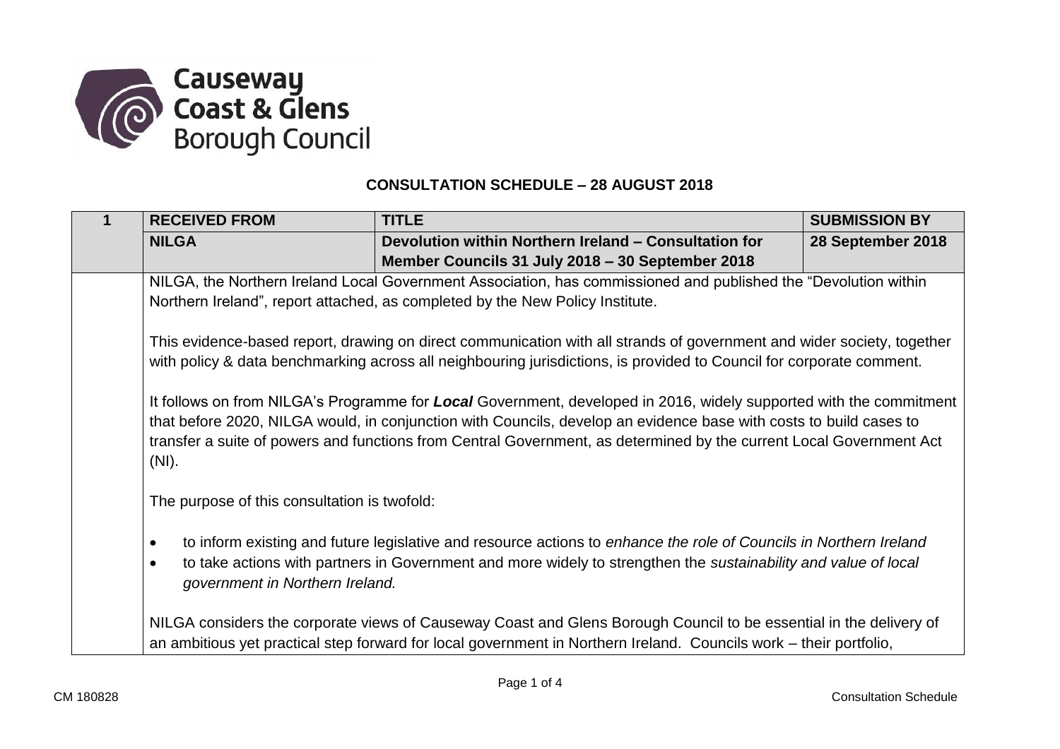Causeway Coast & Glens Borough Council

**CONSULTATION SCHEDULE – 28 AUGUST 2018**

| 1 | RECEIVED FROM | TITLE | SUBMISSION BY |
|---|---|---|---|
| | **NILGA** | **Devolution within Northern Ireland – Consultation for Member Councils 31 July 2018 – 30 September 2018** | **28 September 2018** |

NILGA, the Northern Ireland Local Government Association, has commissioned and published the "Devolution within Northern Ireland", report attached, as completed by the New Policy Institute.

This evidence-based report, drawing on direct communication with all strands of government and wider society, together with policy & data benchmarking across all neighbouring jurisdictions, is provided to Council for corporate comment.

It follows on from NILGA's Programme for ***Local*** Government, developed in 2016, widely supported with the commitment that before 2020, NILGA would, in conjunction with Councils, develop an evidence base with costs to build cases to transfer a suite of powers and functions from Central Government, as determined by the current Local Government Act (NI).

The purpose of this consultation is twofold:

- to inform existing and future legislative and resource actions to *enhance the role of Councils in Northern Ireland*
- to take actions with partners in Government and more widely to strengthen the *sustainability and value of local government in Northern Ireland.*

NILGA considers the corporate views of Causeway Coast and Glens Borough Council to be essential in the delivery of an ambitious yet practical step forward for local government in Northern Ireland. Councils work – their portfolio,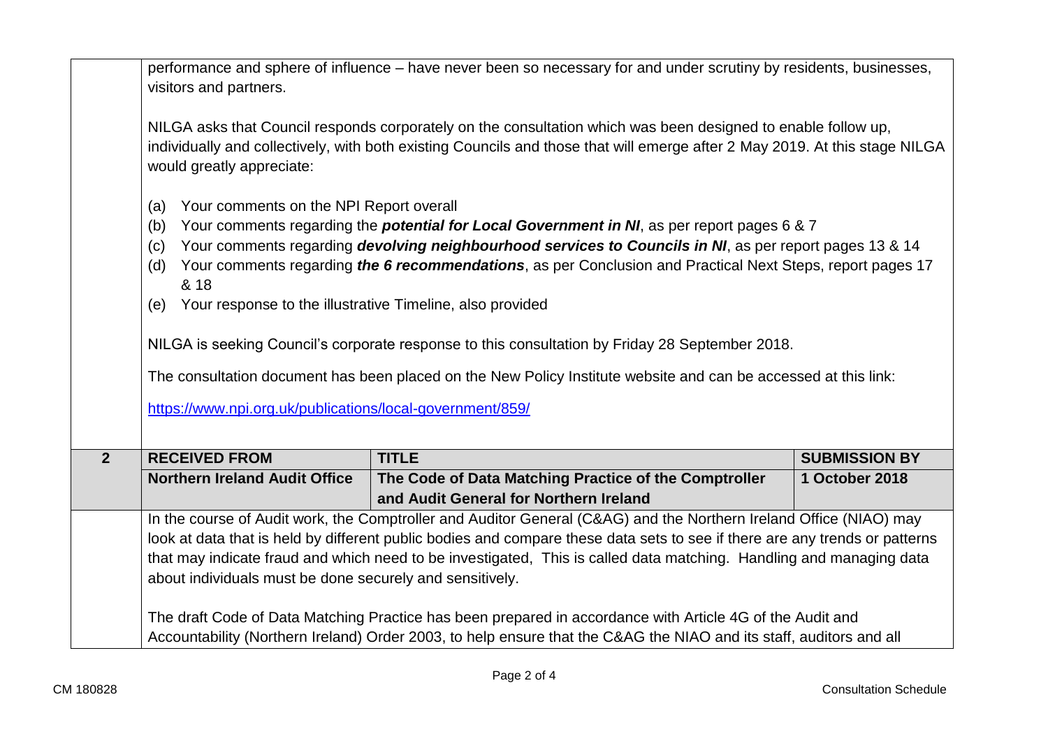| | | | |
|---|---|---|---|
| | performance and sphere of influence – have never been so necessary for and under scrutiny by residents, businesses, visitors and partners.<br><br>NILGA asks that Council responds corporately on the consultation which was been designed to enable follow up, individually and collectively, with both existing Councils and those that will emerge after 2 May 2019. At this stage NILGA would greatly appreciate:<br><br>(a) Your comments on the NPI Report overall<br>(b) Your comments regarding the ***potential for Local Government in NI***, as per report pages 6 & 7<br>(c) Your comments regarding ***devolving neighbourhood services to Councils in NI***, as per report pages 13 & 14<br>(d) Your comments regarding ***the 6 recommendations***, as per Conclusion and Practical Next Steps, report pages 17 & 18<br>(e) Your response to the illustrative Timeline, also provided<br><br>NILGA is seeking Council's corporate response to this consultation by Friday 28 September 2018.<br><br>The consultation document has been placed on the New Policy Institute website and can be accessed at this link:<br><br>https://www.npi.org.uk/publications/local-government/859/ | | |
| **2** | **RECEIVED FROM** | **TITLE** | **SUBMISSION BY** |
| | **Northern Ireland Audit Office** | **The Code of Data Matching Practice of the Comptroller and Audit General for Northern Ireland** | **1 October 2018** |
| | In the course of Audit work, the Comptroller and Auditor General (C&AG) and the Northern Ireland Office (NIAO) may look at data that is held by different public bodies and compare these data sets to see if there are any trends or patterns that may indicate fraud and which need to be investigated, This is called data matching. Handling and managing data about individuals must be done securely and sensitively.<br><br>The draft Code of Data Matching Practice has been prepared in accordance with Article 4G of the Audit and Accountability (Northern Ireland) Order 2003, to help ensure that the C&AG the NIAO and its staff, auditors and all | | |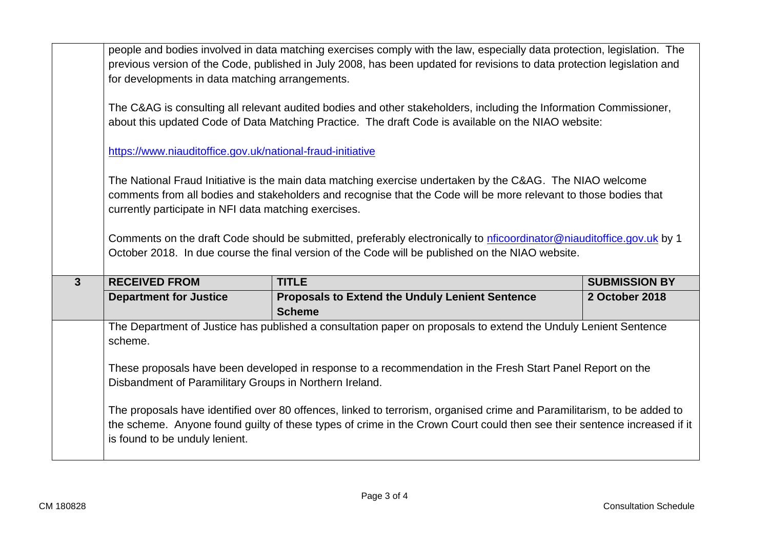people and bodies involved in data matching exercises comply with the law, especially data protection, legislation. The previous version of the Code, published in July 2008, has been updated for revisions to data protection legislation and for developments in data matching arrangements.

The C&AG is consulting all relevant audited bodies and other stakeholders, including the Information Commissioner, about this updated Code of Data Matching Practice. The draft Code is available on the NIAO website:

https://www.niauditoffice.gov.uk/national-fraud-initiative

The National Fraud Initiative is the main data matching exercise undertaken by the C&AG. The NIAO welcome comments from all bodies and stakeholders and recognise that the Code will be more relevant to those bodies that currently participate in NFI data matching exercises.

Comments on the draft Code should be submitted, preferably electronically to nficoordinator@niauditoffice.gov.uk by 1 October 2018. In due course the final version of the Code will be published on the NIAO website.

| 3 | RECEIVED FROM | TITLE | SUBMISSION BY |
|---|---|---|---|
| | **Department for Justice** | **Proposals to Extend the Unduly Lenient Sentence Scheme** | **2 October 2018** |

The Department of Justice has published a consultation paper on proposals to extend the Unduly Lenient Sentence scheme.

These proposals have been developed in response to a recommendation in the Fresh Start Panel Report on the Disbandment of Paramilitary Groups in Northern Ireland.

The proposals have identified over 80 offences, linked to terrorism, organised crime and Paramilitarism, to be added to the scheme. Anyone found guilty of these types of crime in the Crown Court could then see their sentence increased if it is found to be unduly lenient.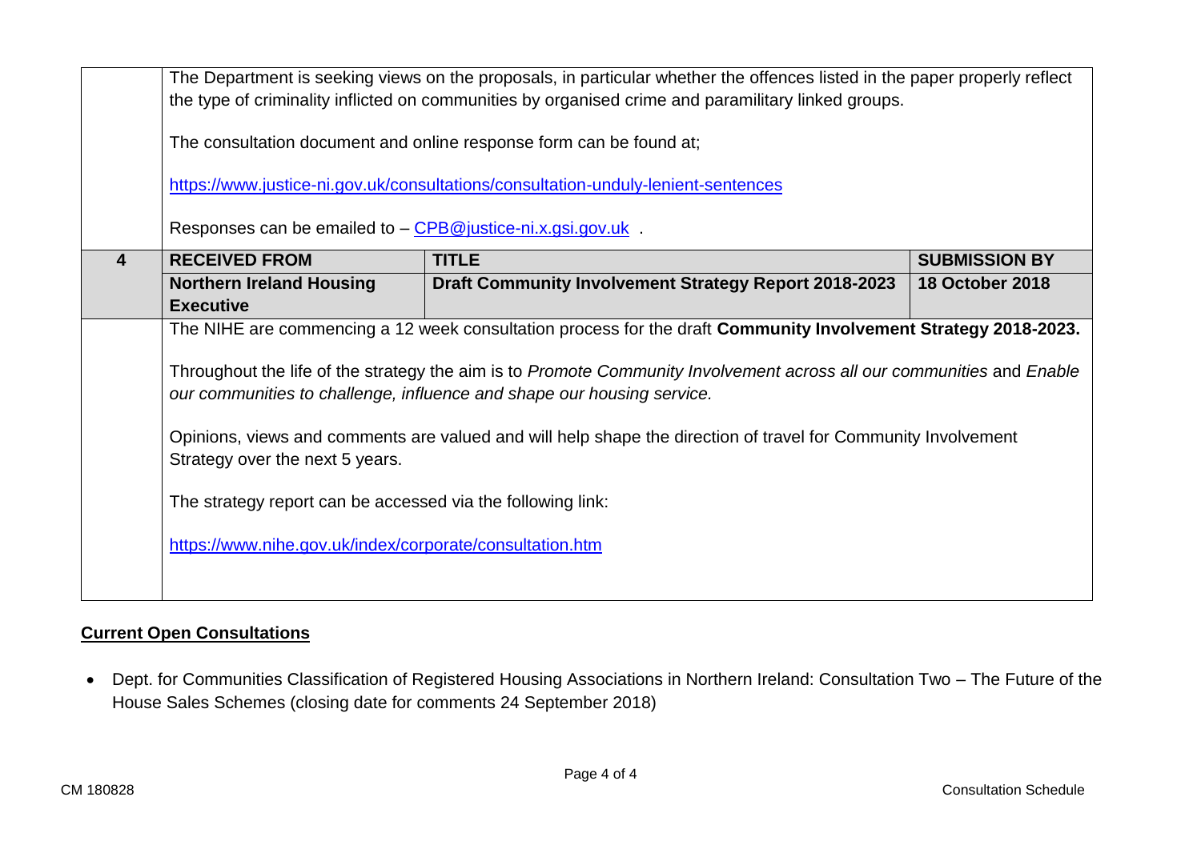| | | | |
|---|---|---|---|
| | The Department is seeking views on the proposals, in particular whether the offences listed in the paper properly reflect the type of criminality inflicted on communities by organised crime and paramilitary linked groups.<br><br>The consultation document and online response form can be found at;<br><br>https://www.justice-ni.gov.uk/consultations/consultation-unduly-lenient-sentences<br><br>Responses can be emailed to – CPB@justice-ni.x.gsi.gov.uk . | | |
| **4** | **RECEIVED FROM** | **TITLE** | **SUBMISSION BY** |
| | **Northern Ireland Housing Executive** | **Draft Community Involvement Strategy Report 2018-2023** | **18 October 2018** |
| | The NIHE are commencing a 12 week consultation process for the draft **Community Involvement Strategy 2018-2023.**<br><br>Throughout the life of the strategy the aim is to *Promote Community Involvement across all our communities* and *Enable our communities to challenge, influence and shape our housing service.*<br><br>Opinions, views and comments are valued and will help shape the direction of travel for Community Involvement Strategy over the next 5 years.<br><br>The strategy report can be accessed via the following link:<br><br>https://www.nihe.gov.uk/index/corporate/consultation.htm | | |

**Current Open Consultations**

- Dept. for Communities Classification of Registered Housing Associations in Northern Ireland: Consultation Two – The Future of the House Sales Schemes (closing date for comments 24 September 2018)